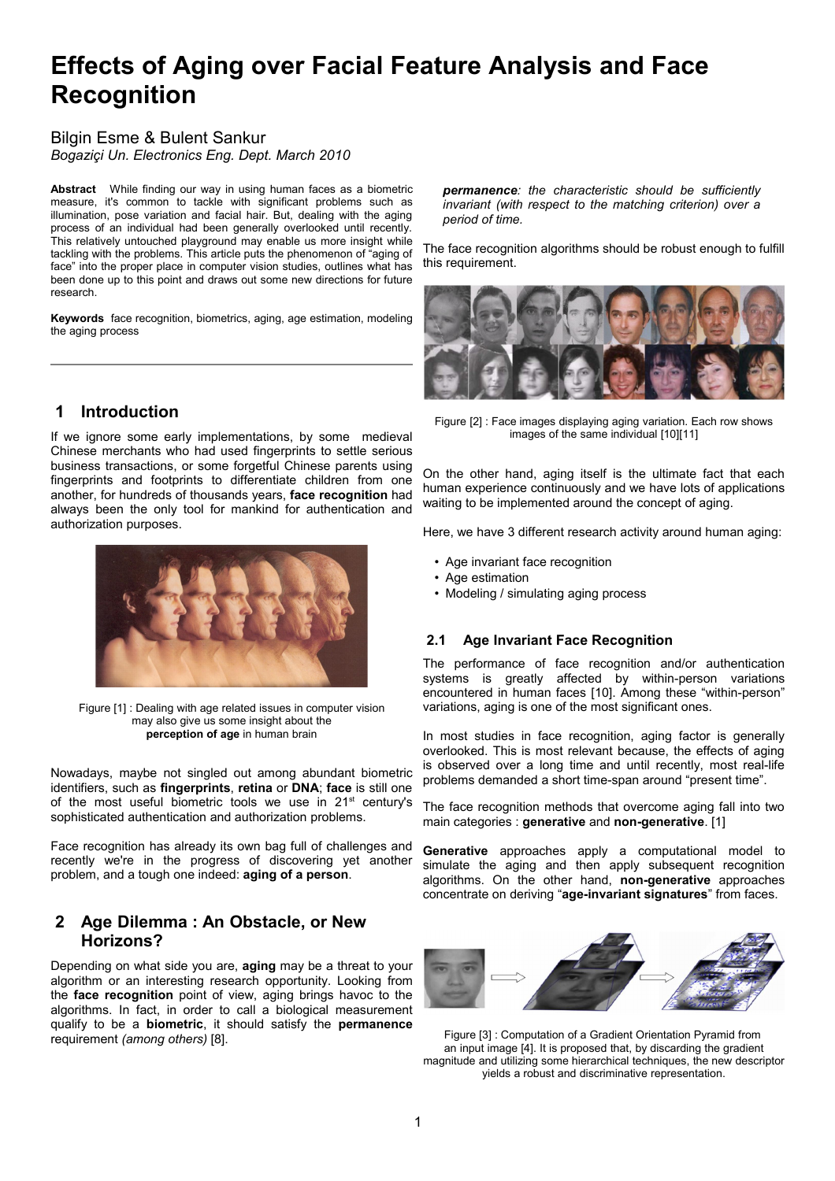# Effects of Aging over Facial Feature Analysis and Face Recognition

Bilgin Esme & Bulent Sankur

*Bogaziçi Un. Electronics Eng. Dept. March 2010*

**Abstract** While finding our way in using human faces as a biometric measure, it's common to tackle with significant problems such as illumination, pose variation and facial hair. But, dealing with the aging process of an individual had been generally overlooked until recently. This relatively untouched playground may enable us more insight while tackling with the problems. This article puts the phenomenon of "aging of face" into the proper place in computer vision studies, outlines what has been done up to this point and draws out some new directions for future research.

**Keywords** face recognition, biometrics, aging, age estimation, modeling the aging process

## 1 Introduction

If we ignore some early implementations, by some medieval Chinese merchants who had used fingerprints to settle serious business transactions, or some forgetful Chinese parents using fingerprints and footprints to differentiate children from one another, for hundreds of thousands years, **face recognition** had always been the only tool for mankind for authentication and authorization purposes.

Figure [1] : Dealing with age related issues in computer vision may also give us some insight about the **perception of age** in human brain

Nowadays, maybe not singled out among abundant biometric identifiers, such as **fingerprints**, **retina** or **DNA**; **face** is still one of the most useful biometric tools we use in 21st century's sophisticated authentication and authorization problems.

Face recognition has already its own bag full of challenges and recently we're in the progress of discovering yet another problem, and a tough one indeed: **aging of a person**.

## 2 Age Dilemma : An Obstacle, or New Horizons?

Depending on what side you are, **aging** may be a threat to your algorithm or an interesting research opportunity. Looking from the **face recognition** point of view, aging brings havoc to the algorithms. In fact, in order to call a biological measurement qualify to be a **biometric**, it should satisfy the **permanence** requirement *(among others)* [8].

> ***permanence**: the characteristic should be sufficiently invariant (with respect to the matching criterion) over a period of time.*

The face recognition algorithms should be robust enough to fulfill this requirement.

Figure [2] : Face images displaying aging variation. Each row shows images of the same individual [10][11]

On the other hand, aging itself is the ultimate fact that each human experience continuously and we have lots of applications waiting to be implemented around the concept of aging.

Here, we have 3 different research activity around human aging:

- Age invariant face recognition
- Age estimation
- Modeling / simulating aging process

### 2.1 Age Invariant Face Recognition

The performance of face recognition and/or authentication systems is greatly affected by within-person variations encountered in human faces [10]. Among these "within-person" variations, aging is one of the most significant ones.

In most studies in face recognition, aging factor is generally overlooked. This is most relevant because, the effects of aging is observed over a long time and until recently, most real-life problems demanded a short time-span around "present time".

The face recognition methods that overcome aging fall into two main categories : **generative** and **non-generative**. [1]

**Generative** approaches apply a computational model to simulate the aging and then apply subsequent recognition algorithms. On the other hand, **non-generative** approaches concentrate on deriving "**age-invariant signatures**" from faces.

Figure [3] : Computation of a Gradient Orientation Pyramid from an input image [4]. It is proposed that, by discarding the gradient magnitude and utilizing some hierarchical techniques, the new descriptor yields a robust and discriminative representation.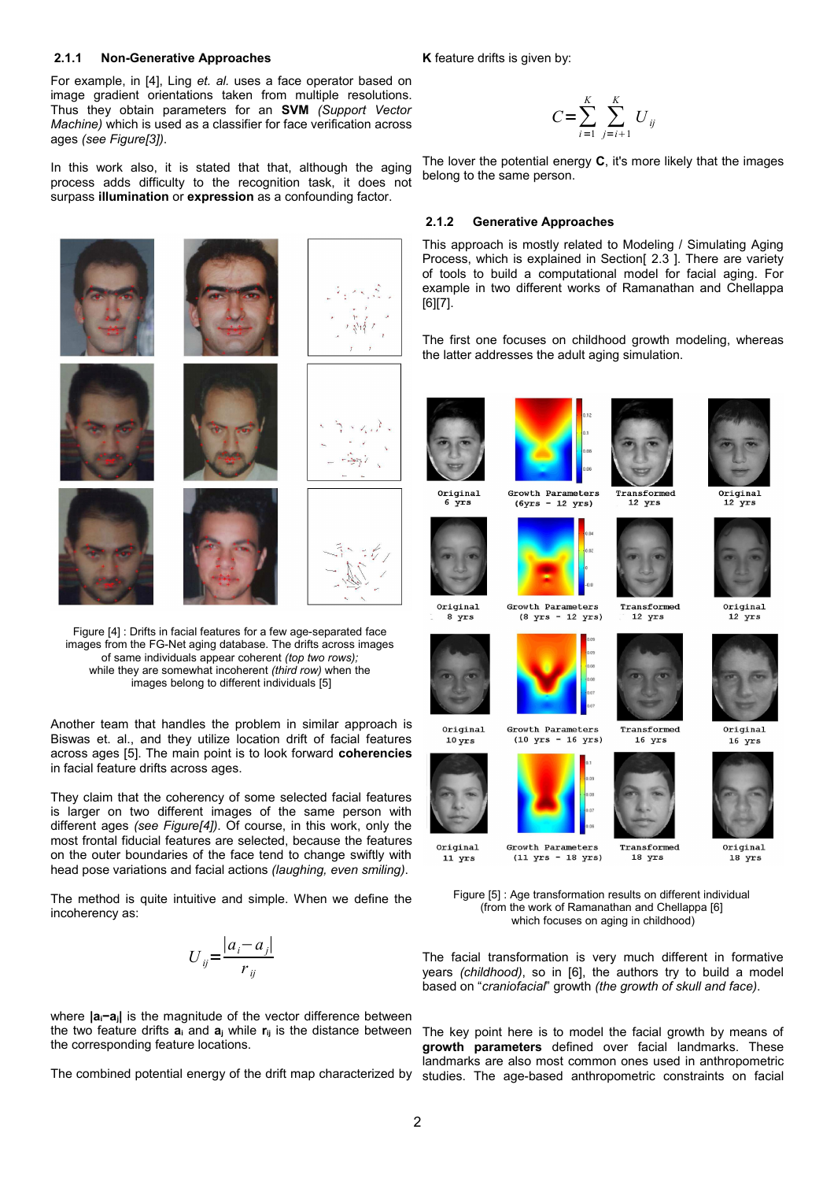### 2.1.1 Non-Generative Approaches

For example, in [4], Ling *et. al.* uses a face operator based on image gradient orientations taken from multiple resolutions. Thus they obtain parameters for an **SVM** *(Support Vector Machine)* which is used as a classifier for face verification across ages *(see Figure[3])*.

In this work also, it is stated that that, although the aging process adds difficulty to the recognition task, it does not surpass **illumination** or **expression** as a confounding factor.

Figure [4] : Drifts in facial features for a few age-separated face images from the FG-Net aging database. The drifts across images of same individuals appear coherent *(top two rows);* while they are somewhat incoherent *(third row)* when the images belong to different individuals [5]

Another team that handles the problem in similar approach is Biswas et. al., and they utilize location drift of facial features across ages [5]. The main point is to look forward **coherencies** in facial feature drifts across ages.

They claim that the coherency of some selected facial features is larger on two different images of the same person with different ages *(see Figure[4])*. Of course, in this work, only the most frontal fiducial features are selected, because the features on the outer boundaries of the face tend to change swiftly with head pose variations and facial actions *(laughing, even smiling)*.

The method is quite intuitive and simple. When we define the incoherency as:

$$U_{ij} = \frac{|a_i - a_j|}{r_{ij}}$$

where $|\mathbf{a}_i - \mathbf{a}_j|$ is the magnitude of the vector difference between the two feature drifts $\mathbf{a}_i$ and $\mathbf{a}_j$ while $\mathbf{r}_{ij}$ is the distance between the corresponding feature locations.

The combined potential energy of the drift map characterized by **K** feature drifts is given by:

$$C = \sum_{i=1}^{K} \sum_{j=i+1}^{K} U_{ij}$$

The lover the potential energy **C**, it's more likely that the images belong to the same person.

### 2.1.2 Generative Approaches

This approach is mostly related to Modeling / Simulating Aging Process, which is explained in Section[ 2.3 ]. There are variety of tools to build a computational model for facial aging. For example in two different works of Ramanathan and Chellappa [6][7].

The first one focuses on childhood growth modeling, whereas the latter addresses the adult aging simulation.

Figure [5] : Age transformation results on different individual (from the work of Ramanathan and Chellappa [6] which focuses on aging in childhood)

The facial transformation is very much different in formative years *(childhood)*, so in [6], the authors try to build a model based on "*craniofacial*" growth *(the growth of skull and face)*.

The key point here is to model the facial growth by means of **growth parameters** defined over facial landmarks. These landmarks are also most common ones used in anthropometric studies. The age-based anthropometric constraints on facial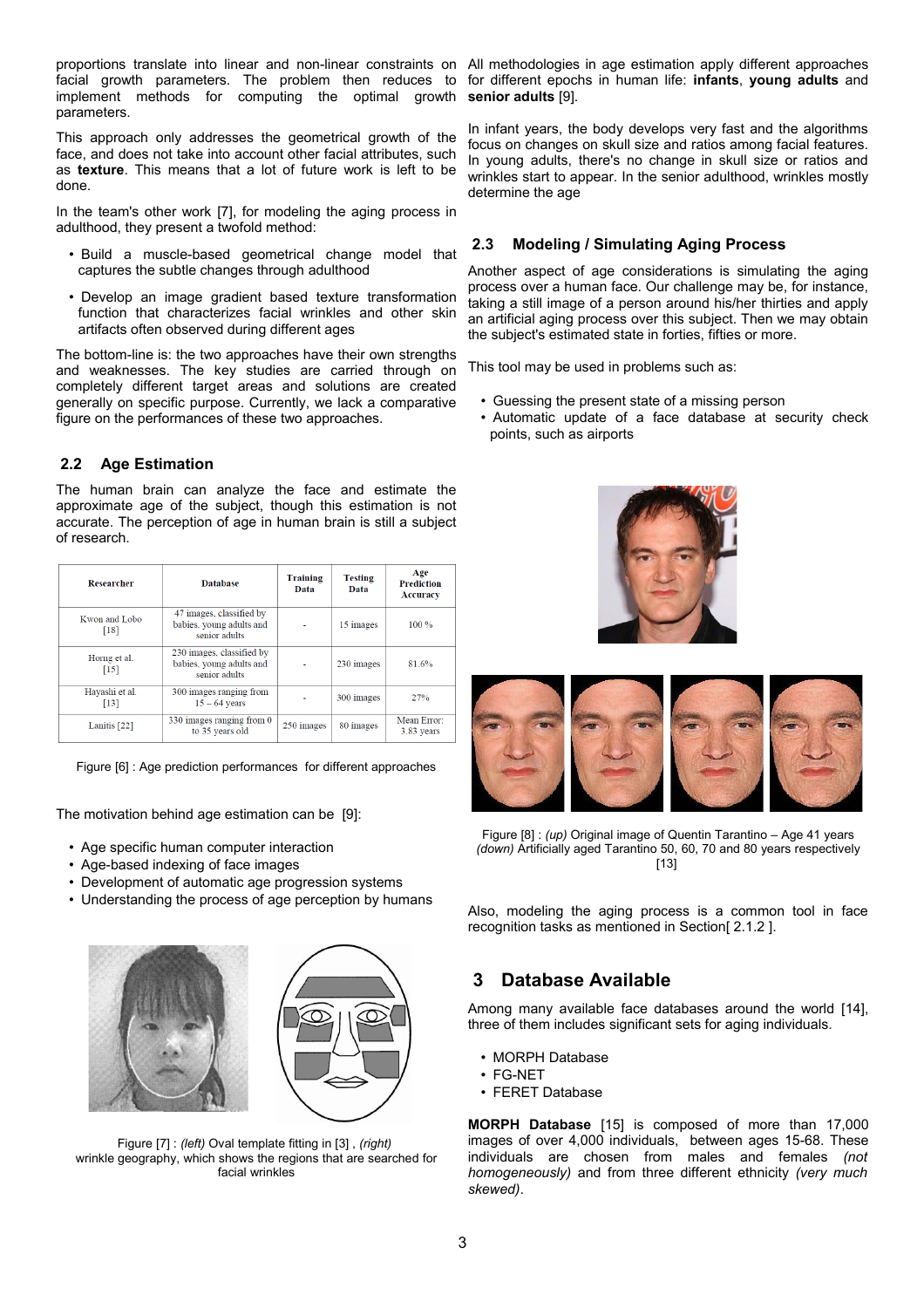proportions translate into linear and non-linear constraints on facial growth parameters. The problem then reduces to implement methods for computing the optimal growth parameters.

This approach only addresses the geometrical growth of the face, and does not take into account other facial attributes, such as **texture**. This means that a lot of future work is left to be done.

In the team's other work [7], for modeling the aging process in adulthood, they present a twofold method:

- Build a muscle-based geometrical change model that captures the subtle changes through adulthood
- Develop an image gradient based texture transformation function that characterizes facial wrinkles and other skin artifacts often observed during different ages

The bottom-line is: the two approaches have their own strengths and weaknesses. The key studies are carried through on completely different target areas and solutions are created generally on specific purpose. Currently, we lack a comparative figure on the performances of these two approaches.

## 2.2 Age Estimation

The human brain can analyze the face and estimate the approximate age of the subject, though this estimation is not accurate. The perception of age in human brain is still a subject of research.

| Researcher | Database | Training Data | Testing Data | Age Prediction Accuracy |
|---|---|---|---|---|
| Kwon and Lobo [18] | 47 images, classified by babies, young adults and senior adults | - | 15 images | 100 % |
| Horng et al. [15] | 230 images, classified by babies, young adults and senior adults | - | 230 images | 81.6% |
| Hayashi et al. [13] | 300 images ranging from 15 – 64 years | - | 300 images | 27% |
| Lanitis [22] | 330 images ranging from 0 to 35 years old | 250 images | 80 images | Mean Error: 3.83 years |

Figure [6] : Age prediction performances for different approaches

The motivation behind age estimation can be [9]:

- Age specific human computer interaction
- Age-based indexing of face images
- Development of automatic age progression systems
- Understanding the process of age perception by humans

Figure [7] : *(left)* Oval template fitting in [3] , *(right)* wrinkle geography, which shows the regions that are searched for facial wrinkles

All methodologies in age estimation apply different approaches for different epochs in human life: **infants**, **young adults** and **senior adults** [9].

In infant years, the body develops very fast and the algorithms focus on changes on skull size and ratios among facial features. In young adults, there's no change in skull size or ratios and wrinkles start to appear. In the senior adulthood, wrinkles mostly determine the age

## 2.3 Modeling / Simulating Aging Process

Another aspect of age considerations is simulating the aging process over a human face. Our challenge may be, for instance, taking a still image of a person around his/her thirties and apply an artificial aging process over this subject. Then we may obtain the subject's estimated state in forties, fifties or more.

This tool may be used in problems such as:

- Guessing the present state of a missing person
- Automatic update of a face database at security check points, such as airports

Figure [8] : *(up)* Original image of Quentin Tarantino – Age 41 years *(down)* Artificially aged Tarantino 50, 60, 70 and 80 years respectively [13]

Also, modeling the aging process is a common tool in face recognition tasks as mentioned in Section[ 2.1.2 ].

# 3 Database Available

Among many available face databases around the world [14], three of them includes significant sets for aging individuals.

- MORPH Database
- FG-NET
- FERET Database

**MORPH Database** [15] is composed of more than 17,000 images of over 4,000 individuals, between ages 15-68. These individuals are chosen from males and females *(not homogeneously)* and from three different ethnicity *(very much skewed)*.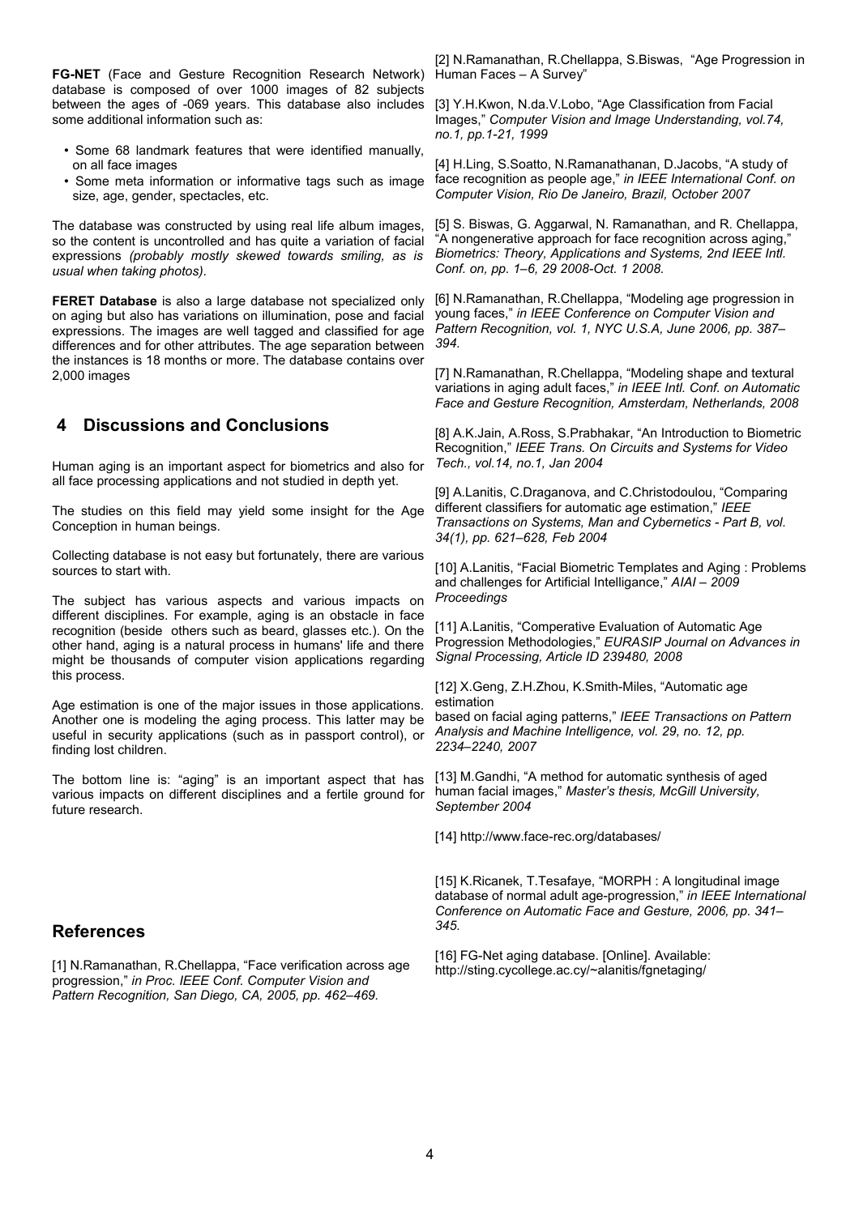**FG-NET** (Face and Gesture Recognition Research Network) database is composed of over 1000 images of 82 subjects between the ages of -069 years. This database also includes some additional information such as:

- Some 68 landmark features that were identified manually, on all face images
- Some meta information or informative tags such as image size, age, gender, spectacles, etc.

The database was constructed by using real life album images, so the content is uncontrolled and has quite a variation of facial expressions *(probably mostly skewed towards smiling, as is usual when taking photos)*.

**FERET Database** is also a large database not specialized only on aging but also has variations on illumination, pose and facial expressions. The images are well tagged and classified for age differences and for other attributes. The age separation between the instances is 18 months or more. The database contains over 2,000 images

## 4 Discussions and Conclusions

Human aging is an important aspect for biometrics and also for all face processing applications and not studied in depth yet.

The studies on this field may yield some insight for the Age Conception in human beings.

Collecting database is not easy but fortunately, there are various sources to start with.

The subject has various aspects and various impacts on different disciplines. For example, aging is an obstacle in face recognition (beside others such as beard, glasses etc.). On the other hand, aging is a natural process in humans' life and there might be thousands of computer vision applications regarding this process.

Age estimation is one of the major issues in those applications. Another one is modeling the aging process. This latter may be useful in security applications (such as in passport control), or finding lost children.

The bottom line is: "aging" is an important aspect that has various impacts on different disciplines and a fertile ground for future research.

## References

[1] N.Ramanathan, R.Chellappa, "Face verification across age progression," *in Proc. IEEE Conf. Computer Vision and Pattern Recognition, San Diego, CA, 2005, pp. 462–469.*

[2] N.Ramanathan, R.Chellappa, S.Biswas, "Age Progression in Human Faces – A Survey"

[3] Y.H.Kwon, N.da.V.Lobo, "Age Classification from Facial Images," *Computer Vision and Image Understanding, vol.74, no.1, pp.1-21, 1999*

[4] H.Ling, S.Soatto, N.Ramanathanan, D.Jacobs, "A study of face recognition as people age," *in IEEE International Conf. on Computer Vision, Rio De Janeiro, Brazil, October 2007*

[5] S. Biswas, G. Aggarwal, N. Ramanathan, and R. Chellappa, "A nongenerative approach for face recognition across aging," *Biometrics: Theory, Applications and Systems, 2nd IEEE Intl. Conf. on, pp. 1–6, 29 2008-Oct. 1 2008.*

[6] N.Ramanathan, R.Chellappa, "Modeling age progression in young faces," *in IEEE Conference on Computer Vision and Pattern Recognition, vol. 1, NYC U.S.A, June 2006, pp. 387–394.*

[7] N.Ramanathan, R.Chellappa, "Modeling shape and textural variations in aging adult faces," *in IEEE Intl. Conf. on Automatic Face and Gesture Recognition, Amsterdam, Netherlands, 2008*

[8] A.K.Jain, A.Ross, S.Prabhakar, "An Introduction to Biometric Recognition," *IEEE Trans. On Circuits and Systems for Video Tech., vol.14, no.1, Jan 2004*

[9] A.Lanitis, C.Draganova, and C.Christodoulou, "Comparing different classifiers for automatic age estimation," *IEEE Transactions on Systems, Man and Cybernetics - Part B, vol. 34(1), pp. 621–628, Feb 2004*

[10] A.Lanitis, "Facial Biometric Templates and Aging : Problems and challenges for Artificial Intelligance," *AIAI – 2009 Proceedings*

[11] A.Lanitis, "Comperative Evaluation of Automatic Age Progression Methodologies," *EURASIP Journal on Advances in Signal Processing, Article ID 239480, 2008*

[12] X.Geng, Z.H.Zhou, K.Smith-Miles, "Automatic age estimation
based on facial aging patterns," *IEEE Transactions on Pattern Analysis and Machine Intelligence, vol. 29, no. 12, pp. 2234–2240, 2007*

[13] M.Gandhi, "A method for automatic synthesis of aged human facial images," *Master's thesis, McGill University, September 2004*

[14] http://www.face-rec.org/databases/

[15] K.Ricanek, T.Tesafaye, "MORPH : A longitudinal image database of normal adult age-progression," *in IEEE International Conference on Automatic Face and Gesture, 2006, pp. 341–345.*

[16] FG-Net aging database. [Online]. Available: http://sting.cycollege.ac.cy/~alanitis/fgnetaging/